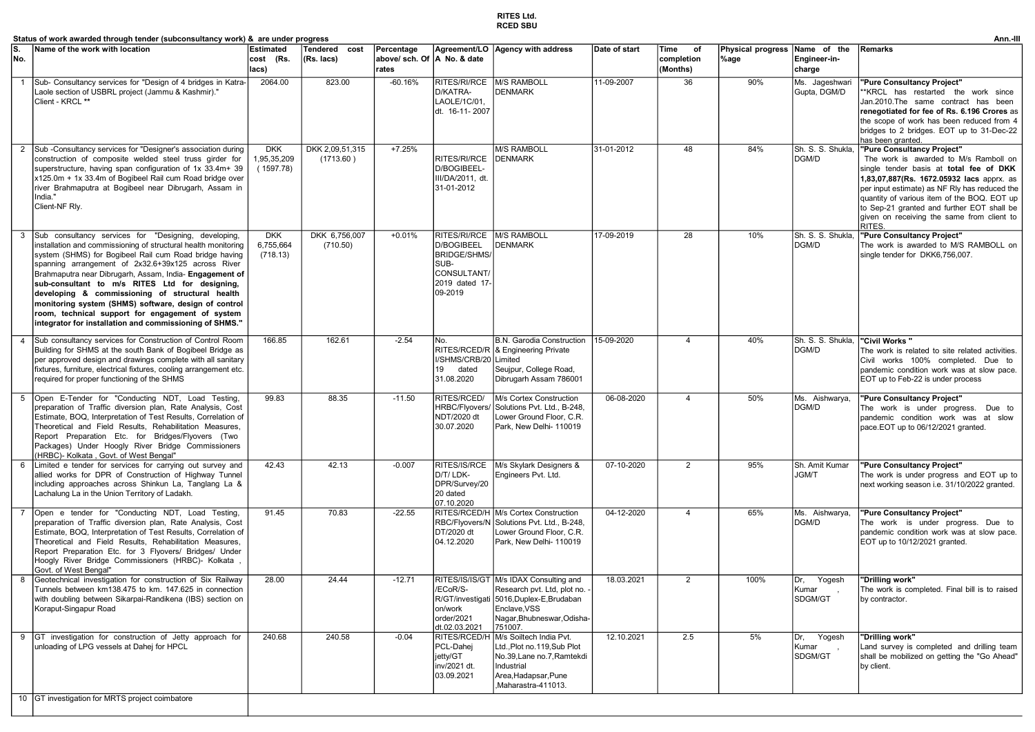**RITES Ltd.**
**RCED SBU**

**Status of work awarded through tender (subconsultancy work) & are under progress** **Ann.-III**

| S. No. | Name of the work with location | Estimated cost (Rs. lacs) | Tendered cost (Rs. lacs) | Percentage above/ sch. Of rates | Agreement/LOA No. & date | Agency with address | Date of start | Time of completion (Months) | Physical progress %age | Name of the Engineer-in-charge | Remarks |
|---|---|---|---|---|---|---|---|---|---|---|---|
| 1 | Sub- Consultancy services for "Design of 4 bridges in Katra-Laole section of USBRL project (Jammu & Kashmir)." Client - KRCL ** | 2064.00 | 823.00 | -60.16% | RITES/RI/RCED/KATRA-LAOLE/1C/01, dt. 16-11- 2007 | M/S RAMBOLL DENMARK | 11-09-2007 | 36 | 90% | Ms. Jageshwari Gupta, DGM/D | **"Pure Consultancy Project"** **KRCL has restarted the work since Jan.2010.The same contract has been **renegotiated for fee of Rs. 6.196 Crores** as the scope of work has been reduced from 4 bridges to 2 bridges. EOT up to 31-Dec-22 has been granted. |
| 2 | Sub -Consultancy services for "Designer's association during construction of composite welded steel truss girder for superstructure, having span configuration of 1x 33.4m+ 39 x125.0m + 1x 33.4m of Bogibeel Rail cum Road bridge over river Brahmaputra at Bogibeel near Dibrugarh, Assam in India." Client-NF Rly. | DKK 1,95,35,209 ( 1597.78) | DKK 2,09,51,315 (1713.60 ) | +7.25% | RITES/RI/RCED/BOGIBEEL-III/DA/2011, dt. 31-01-2012 | M/S RAMBOLL DENMARK | 31-01-2012 | 48 | 84% | Sh. S. S. Shukla, DGM/D | **"Pure Consultancy Project"** The work is awarded to M/s Ramboll on single tender basis at **total fee of DKK 1,83,07,887(Rs. 1672.05932 lacs** apprx. as per input estimate) as NF Rly has reduced the quantity of various item of the BOQ. EOT up to Sep-21 granted and further EOT shall be given on receiving the same from client to RITES. |
| 3 | Sub consultancy services for "Designing, developing, installation and commissioning of structural health monitoring system (SHMS) for Bogibeel Rail cum Road bridge having spanning arrangement of 2x32.6+39x125 across River Brahmaputra near Dibrugarh, Assam, India- **Engagement of sub-consultant to m/s RITES Ltd for designing, developing & commissioning of structural health monitoring system (SHMS) software, design of control room, technical support for engagement of system integrator for installation and commissioning of SHMS."** | DKK 6,755,664 (718.13) | DKK 6,756,007 (710.50) | +0.01% | RITES/RI/RCED/BOGIBEEL BRIDGE/SHMS/SUB-CONSULTANT/2019 dated 17-09-2019 | M/S RAMBOLL DENMARK | 17-09-2019 | 28 | 10% | Sh. S. S. Shukla, DGM/D | **"Pure Consultancy Project"** The work is awarded to M/S RAMBOLL on single tender for DKK6,756,007. |
| 4 | Sub consultancy services for Construction of Control Room Building for SHMS at the south Bank of Bogibeel Bridge as per approved design and drawings complete with all sanitary fixtures, furniture, electrical fixtures, cooling arrangement etc. required for proper functioning of the SHMS | 166.85 | 162.61 | -2.54 | No. RITES/RCED/RI/SHMS/CRB/2019 dated 31.08.2020 | B.N. Garodia Construction & Engineering Private Limited Seujpur, College Road, Dibrugarh Assam 786001 | 15-09-2020 | 4 | 40% | Sh. S. S. Shukla, DGM/D | **"Civil Works "** The work is related to site related activities. Civil works 100% completed. Due to pandemic condition work was at slow pace. EOT up to Feb-22 is under process |
| 5 | Open E-Tender for "Conducting NDT, Load Testing, preparation of Traffic diversion plan, Rate Analysis, Cost Estimate, BOQ, Interpretation of Test Results, Correlation of Theoretical and Field Results, Rehabilitation Measures, Report Preparation Etc. for Bridges/Flyovers (Two Packages) Under Hoogly River Bridge Commissioners (HRBC)- Kolkata , Govt. of West Bengal" | 99.83 | 88.35 | -11.50 | RITES/RCED/HRBC/Flyovers/NDT/2020 dt 30.07.2020 | M/s Cortex Construction Solutions Pvt. Ltd., B-248, Lower Ground Floor, C.R. Park, New Delhi- 110019 | 06-08-2020 | 4 | 50% | Ms. Aishwarya, DGM/D | **"Pure Consultancy Project"** The work is under progress. Due to pandemic condition work was at slow pace.EOT up to 06/12/2021 granted. |
| 6 | Limited e tender for services for carrying out survey and allied works for DPR of Construction of Highway Tunnel including approaches across Shinkun La, Tanglang La & Lachalung La in the Union Territory of Ladakh. | 42.43 | 42.13 | -0.007 | RITES/IS/RCED/T/ LDK-DPR/Survey/2020 dated 07.10.2020 | M/s Skylark Designers & Engineers Pvt. Ltd. | 07-10-2020 | 2 | 95% | Sh. Amit Kumar JGM/T | **"Pure Consultancy Project"** The work is under progress and EOT up to next working season i.e. 31/10/2022 granted. |
| 7 | Open e tender for "Conducting NDT, Load Testing, preparation of Traffic diversion plan, Rate Analysis, Cost Estimate, BOQ, Interpretation of Test Results, Correlation of Theoretical and Field Results, Rehabilitation Measures, Report Preparation Etc. for 3 Flyovers/ Bridges/ Under Hoogly River Bridge Commissioners (HRBC)- Kolkata , Govt. of West Bengal" | 91.45 | 70.83 | -22.55 | RITES/RCED/HRBC/Flyovers/NDT/2020 dt 04.12.2020 | M/s Cortex Construction Solutions Pvt. Ltd., B-248, Lower Ground Floor, C.R. Park, New Delhi- 110019 | 04-12-2020 | 4 | 65% | Ms. Aishwarya, DGM/D | **"Pure Consultancy Project"** The work is under progress. Due to pandemic condition work was at slow pace. EOT up to 10/12/2021 granted. |
| 8 | Geotechnical investigation for construction of Six Railway Tunnels between km138.475 to km. 147.625 in connection with doubling between Sikarpai-Randikena (IBS) section on Koraput-Singapur Road | 28.00 | 24.44 | -12.71 | RITES/IS/IS/GT/ECoR/S-R/GT/investigation/work order/2021 dt.02.03.2021 | M/s IDAX Consulting and Research pvt. Ltd, plot no. -5016,Duplex-E,Brudaban Enclave,VSS Nagar,Bhubneswar,Odisha-751007. | 18.03.2021 | 2 | 100% | Dr, Yogesh Kumar , SDGM/GT | **"Drilling work"** The work is completed. Final bill is to raised by contractor. |
| 9 | GT investigation for construction of Jetty approach for unloading of LPG vessels at Dahej for HPCL | 240.68 | 240.58 | -0.04 | RITES/RCED/HPCL-Dahej jetty/GT inv/2021 dt. 03.09.2021 | M/s Soiltech India Pvt. Ltd.,Plot no.119,Sub Plot No.39,Lane no.7,Ramtekdi Industrial Area,Hadapsar,Pune ,Maharastra-411013. | 12.10.2021 | 2.5 | 5% | Dr, Yogesh Kumar , SDGM/GT | **"Drilling work"** Land survey is completed and drilling team shall be mobilized on getting the "Go Ahead" by client. |
| 10 | GT investigation for MRTS project coimbatore | | | | | | | | | | |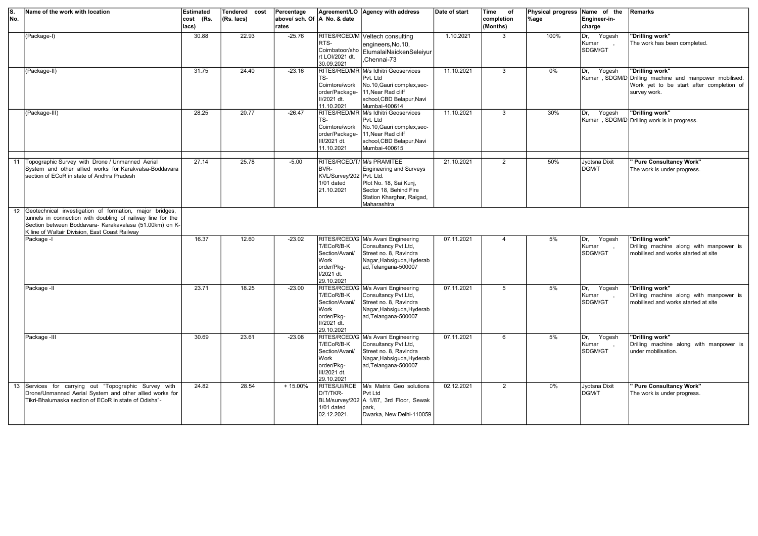| S. No. | Name of the work with location | Estimated cost (Rs. lacs) | Tendered cost (Rs. lacs) | Percentage above/ sch. Of rates | Agreement/LOA No. & date | Agency with address | Date of start | Time of completion (Months) | Physical progress %age | Name of the Engineer-in-charge | Remarks |
|---|---|---|---|---|---|---|---|---|---|---|---|
| | (Package-I) | 30.88 | 22.93 | -25.76 | RITES/RCED/MRTS-Coimbatoor/short LOI/2021 dt. 30.09.2021 | Veltech consulting engineers,No.10, ElumalaiNaickenSeleiyur ,Chennai-73 | 1.10.2021 | 3 | 100% | Dr, Yogesh Kumar , SDGM/GT | "Drilling work" The work has been completed. |
| | (Package-II) | 31.75 | 24.40 | -23.16 | RITES/RED/MRTS-Coimtore/work order/Package-II/2021 dt. 11.10.2021 | M/s Idhitri Geoservices Pvt. Ltd No.10,Gauri complex,sec-11,Near Rad cliff school,CBD Belapur,Navi Mumbai-400614 | 11.10.2021 | 3 | 0% | Dr, Yogesh Kumar , SDGM/D | "Drilling work" Drilling machine and manpower mobilised. Work yet to be start after completion of survey work. |
| | (Package-III) | 28.25 | 20.77 | -26.47 | RITES/RED/MRTS-Coimtore/work order/Package-III/2021 dt. 11.10.2021 | M/s Idhitri Geoservices Pvt. Ltd No.10,Gauri complex,sec-11,Near Rad cliff school,CBD Belapur,Navi Mumbai-400615 | 11.10.2021 | 3 | 30% | Dr, Yogesh Kumar , SDGM/D | "Drilling work" Drilling work is in progress. |
| 11 | Topographic Survey with Drone / Unmanned Aerial System and other allied works for Karakvalsa-Boddavara section of ECoR in state of Andhra Pradesh | 27.14 | 25.78 | -5.00 | RITES/RCED/T/BVR-KVL/Survey/2021/01 dated 21.10.2021 | M/s PRAMITEE Engineering and Surveys Pvt. Ltd. Plot No. 18, Sai Kunj, Sector 18, Behind Fire Station Kharghar, Raigad, Maharashtra | 21.10.2021 | 2 | 50% | Jyotsna Dixit DGM/T | " Pure Consultancy Work" The work is under progress. |
| 12 | Geotechnical investigation of formation, major bridges, tunnels in connection with doubling of railway line for the Section between Boddavara- Karakavalasa (51.00km) on K-K line of Waltair Division, East Coast Railway | | | | | | | | | | |
| | Package -I | 16.37 | 12.60 | -23.02 | RITES/RCED/GT/ECoR/B-K Section/Avani/ Work order/Pkg-I/2021 dt. 29.10.2021 | M/s Avani Engineering Consultancy Pvt.Ltd, Street no. 8, Ravindra Nagar,Habsiguda,Hyderabad,Telangana-500007 | 07.11.2021 | 4 | 5% | Dr, Yogesh Kumar , SDGM/GT | "Drilling work" Drilling machine along with manpower is mobilised and works started at site |
| | Package -II | 23.71 | 18.25 | -23.00 | RITES/RCED/GT/ECoR/B-K Section/Avani/ Work order/Pkg-II/2021 dt. 29.10.2021 | M/s Avani Engineering Consultancy Pvt.Ltd, Street no. 8, Ravindra Nagar,Habsiguda,Hyderabad,Telangana-500007 | 07.11.2021 | 5 | 5% | Dr, Yogesh Kumar , SDGM/GT | "Drilling work" Drilling machine along with manpower is mobilised and works started at site |
| | Package -III | 30.69 | 23.61 | -23.08 | RITES/RCED/GT/ECoR/B-K Section/Avani/ Work order/Pkg-III/2021 dt. 29.10.2021 | M/s Avani Engineering Consultancy Pvt.Ltd, Street no. 8, Ravindra Nagar,Habsiguda,Hyderabad,Telangana-500007 | 07.11.2021 | 6 | 5% | Dr, Yogesh Kumar , SDGM/GT | "Drilling work" Drilling machine along with manpower is under mobilisation. |
| 13 | Services for carrying out "Topographic Survey with Drone/Unmanned Aerial System and other allied works for Tikri-Bhalumaska section of ECoR in state of Odisha"- | 24.82 | 28.54 | + 15.00% | RITES/UI/RCED/T/TKR-BLM/survey/2021/01 dated 02.12.2021. | M/s Matrix Geo solutions Pvt Ltd A 1/87, 3rd Floor, Sewak park, Dwarka, New Delhi-110059 | 02.12.2021 | 2 | 0% | Jyotsna Dixit DGM/T | " Pure Consultancy Work" The work is under progress. |